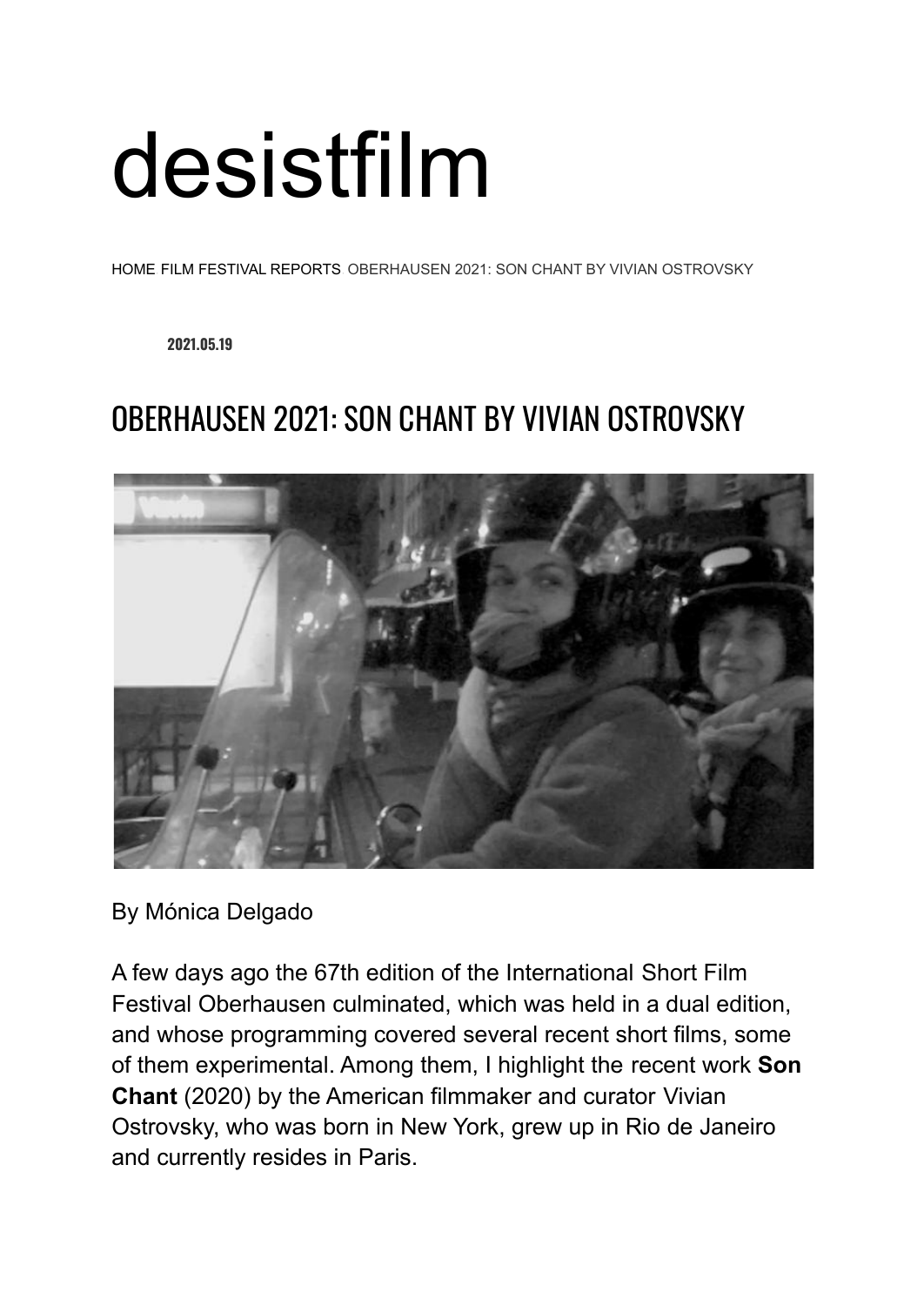# desistfilm

HOME FILM FESTIVAL REPORTS OBERHAUSEN 2021: SON CHANT BY VIVIAN OSTROVSKY

**2021.05.19**

## OBERHAUSEN 2021: SON CHANT BY VIVIAN OSTROVSKY

By Mónica Delgado

A few days ago the 67th edition of the International Short Film Festival Oberhausen culminated, which was held in a dual edition, and whose programming covered several recent short films, some of them experimental. Among them, I highlight the recent work **Son Chant** (2020) by the American filmmaker and curator Vivian Ostrovsky, who was born in New York, grew up in Rio de Janeiro and currently resides in Paris.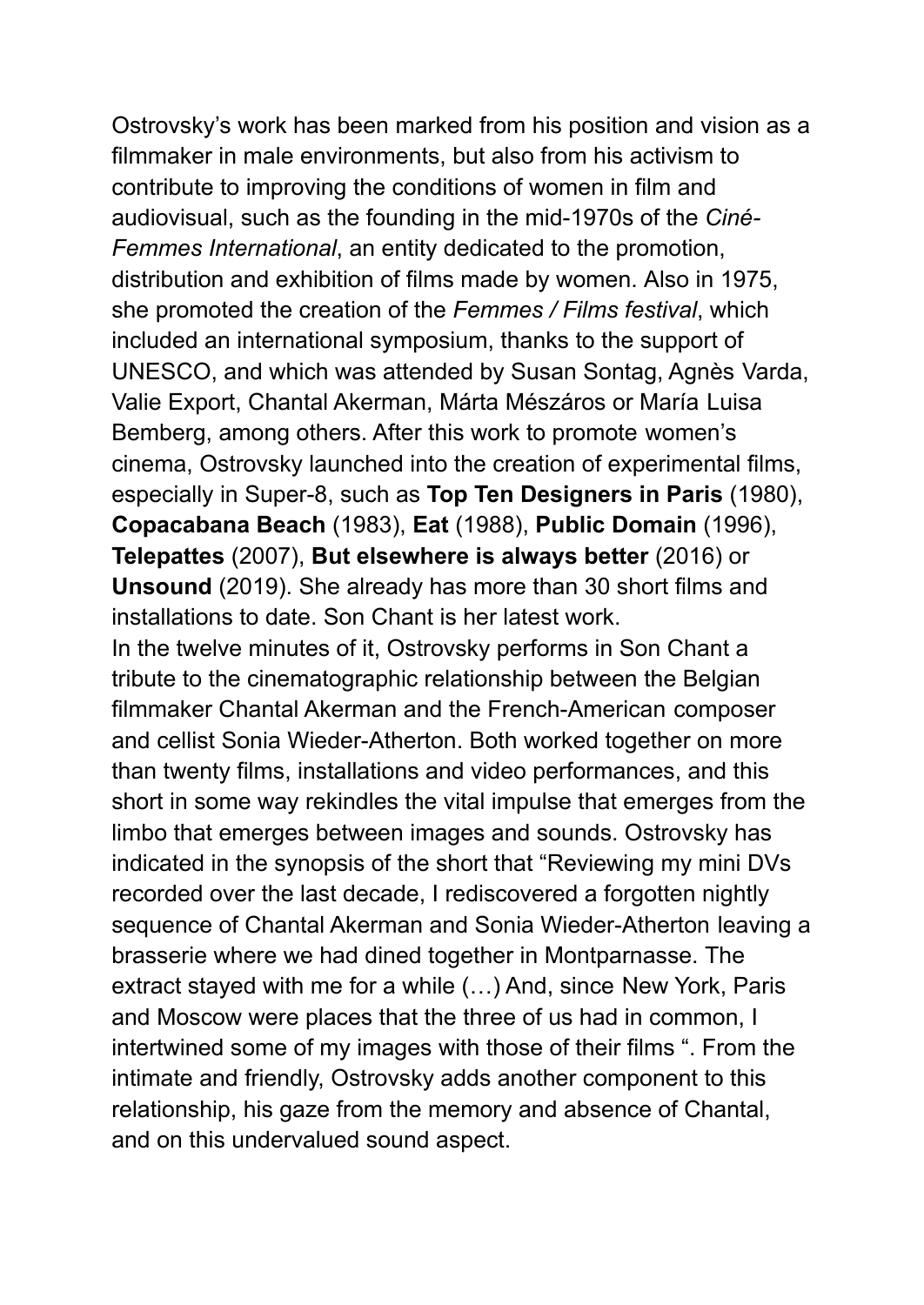Ostrovsky's work has been marked from his position and vision as a filmmaker in male environments, but also from his activism to contribute to improving the conditions of women in film and audiovisual, such as the founding in the mid-1970s of the *Ciné-Femmes International*, an entity dedicated to the promotion, distribution and exhibition of films made by women. Also in 1975, she promoted the creation of the *Femmes / Films festival*, which included an international symposium, thanks to the support of UNESCO, and which was attended by Susan Sontag, Agnès Varda, Valie Export, Chantal Akerman, Márta Mészáros or María Luisa Bemberg, among others. After this work to promote women's cinema, Ostrovsky launched into the creation of experimental films, especially in Super-8, such as **Top Ten Designers in Paris** (1980), **Copacabana Beach** (1983), **Eat** (1988), **Public Domain** (1996), **Telepattes** (2007), **But elsewhere is always better** (2016) or **Unsound** (2019). She already has more than 30 short films and installations to date. Son Chant is her latest work.

In the twelve minutes of it, Ostrovsky performs in Son Chant a tribute to the cinematographic relationship between the Belgian filmmaker Chantal Akerman and the French-American composer and cellist Sonia Wieder-Atherton. Both worked together on more than twenty films, installations and video performances, and this short in some way rekindles the vital impulse that emerges from the limbo that emerges between images and sounds. Ostrovsky has indicated in the synopsis of the short that "Reviewing my mini DVs recorded over the last decade, I rediscovered a forgotten nightly sequence of Chantal Akerman and Sonia Wieder-Atherton leaving a brasserie where we had dined together in Montparnasse. The extract stayed with me for a while (…) And, since New York, Paris and Moscow were places that the three of us had in common, I intertwined some of my images with those of their films ". From the intimate and friendly, Ostrovsky adds another component to this relationship, his gaze from the memory and absence of Chantal, and on this undervalued sound aspect.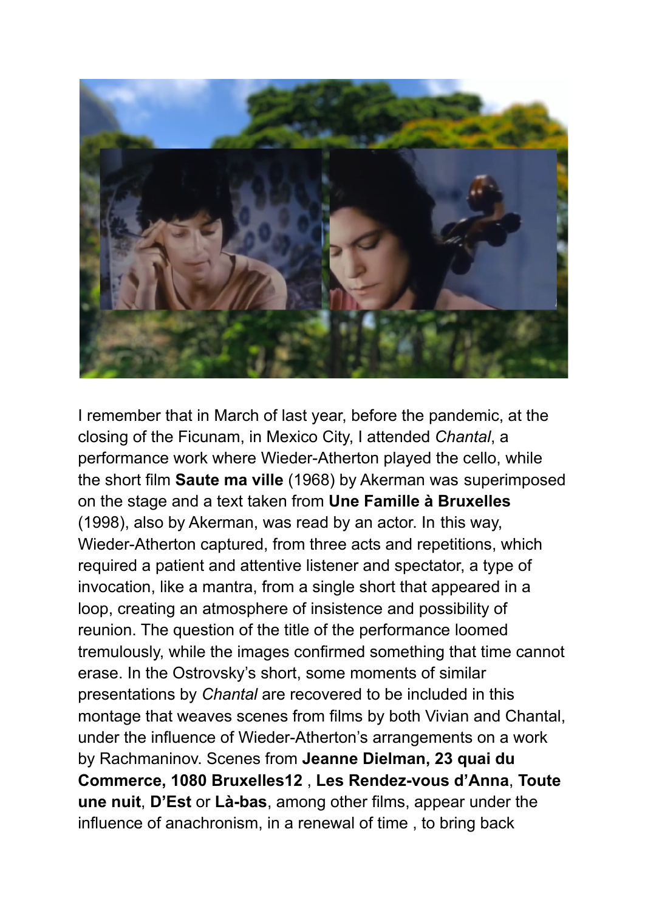I remember that in March of last year, before the pandemic, at the closing of the Ficunam, in Mexico City, I attended *Chantal*, a performance work where Wieder-Atherton played the cello, while the short film **Saute ma ville** (1968) by Akerman was superimposed on the stage and a text taken from **Une Famille à Bruxelles** (1998), also by Akerman, was read by an actor. In this way, Wieder-Atherton captured, from three acts and repetitions, which required a patient and attentive listener and spectator, a type of invocation, like a mantra, from a single short that appeared in a loop, creating an atmosphere of insistence and possibility of reunion. The question of the title of the performance loomed tremulously, while the images confirmed something that time cannot erase. In the Ostrovsky's short, some moments of similar presentations by *Chantal* are recovered to be included in this montage that weaves scenes from films by both Vivian and Chantal, under the influence of Wieder-Atherton's arrangements on a work by Rachmaninov. Scenes from **Jeanne Dielman, 23 quai du Commerce, 1080 Bruxelles12** , **Les Rendez-vous d'Anna**, **Toute une nuit**, **D'Est** or **Là-bas**, among other films, appear under the influence of anachronism, in a renewal of time , to bring back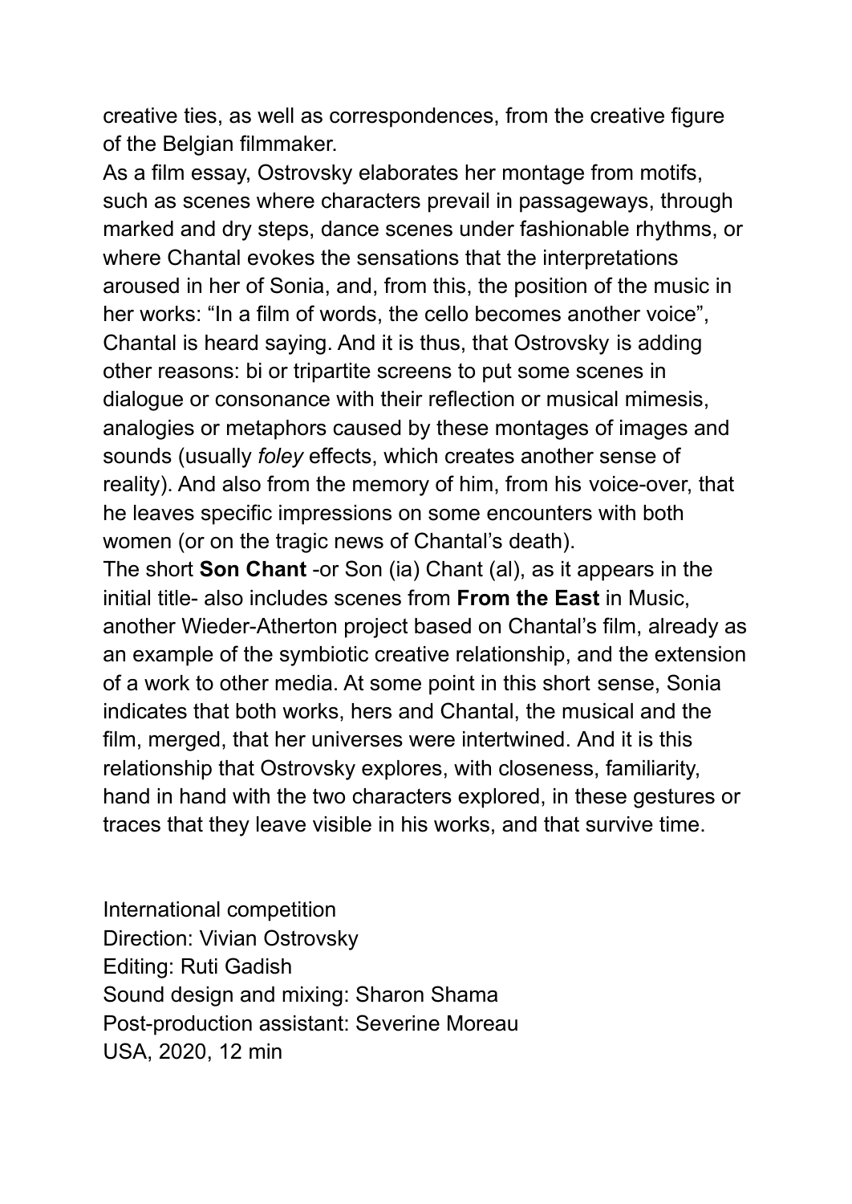creative ties, as well as correspondences, from the creative figure of the Belgian filmmaker.

As a film essay, Ostrovsky elaborates her montage from motifs, such as scenes where characters prevail in passageways, through marked and dry steps, dance scenes under fashionable rhythms, or where Chantal evokes the sensations that the interpretations aroused in her of Sonia, and, from this, the position of the music in her works: "In a film of words, the cello becomes another voice", Chantal is heard saying. And it is thus, that Ostrovsky is adding other reasons: bi or tripartite screens to put some scenes in dialogue or consonance with their reflection or musical mimesis, analogies or metaphors caused by these montages of images and sounds (usually *foley* effects, which creates another sense of reality). And also from the memory of him, from his voice-over, that he leaves specific impressions on some encounters with both women (or on the tragic news of Chantal's death).

The short **Son Chant** -or Son (ia) Chant (al), as it appears in the initial title- also includes scenes from **From the East** in Music, another Wieder-Atherton project based on Chantal's film, already as an example of the symbiotic creative relationship, and the extension of a work to other media. At some point in this short sense, Sonia indicates that both works, hers and Chantal, the musical and the film, merged, that her universes were intertwined. And it is this relationship that Ostrovsky explores, with closeness, familiarity, hand in hand with the two characters explored, in these gestures or traces that they leave visible in his works, and that survive time.

International competition
Direction: Vivian Ostrovsky
Editing: Ruti Gadish
Sound design and mixing: Sharon Shama
Post-production assistant: Severine Moreau
USA, 2020, 12 min